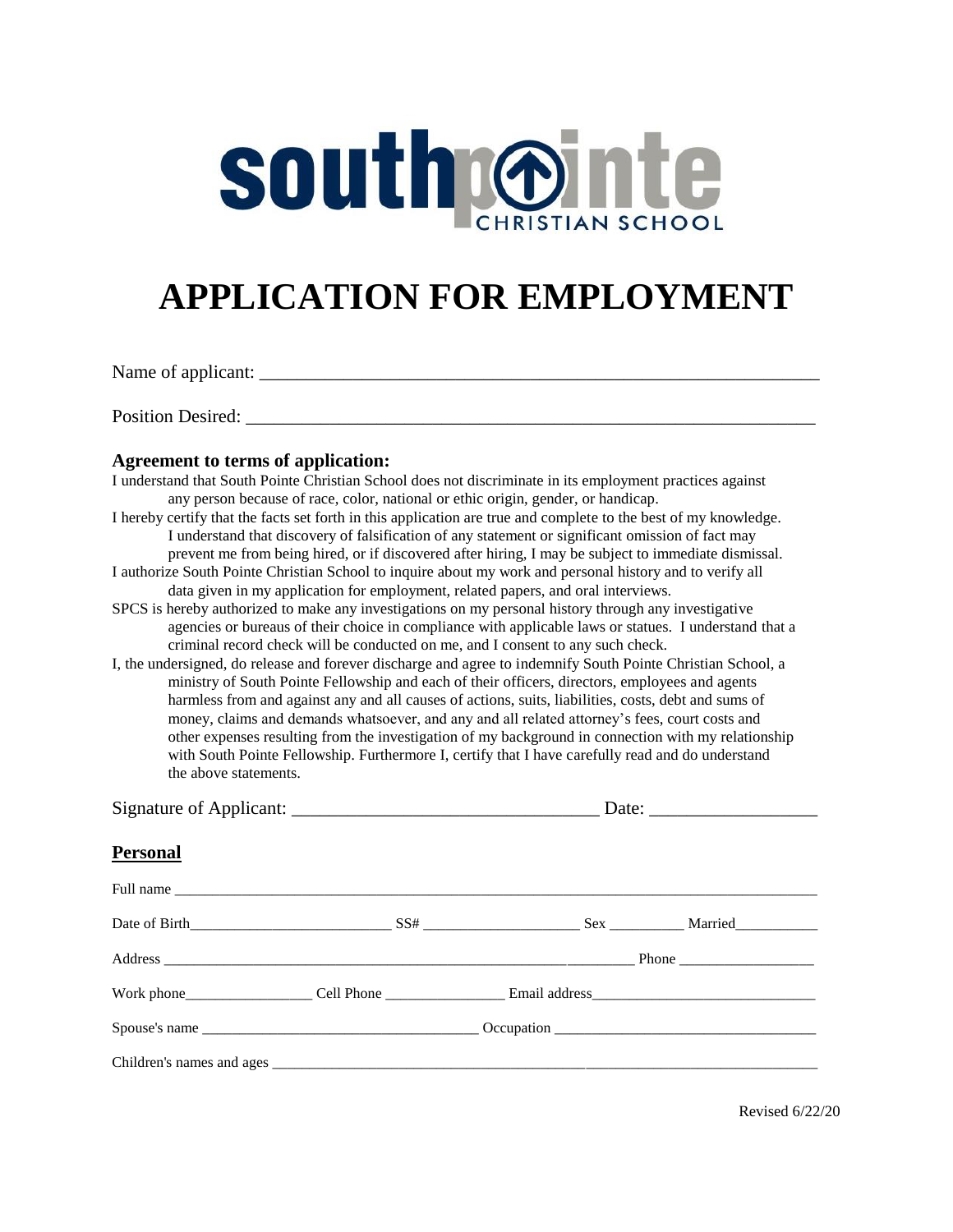southpointe CHRISTIAN SCHOOL

# APPLICATION FOR EMPLOYMENT

Name of applicant: ___________________________________________________________

Position Desired: ____________________________________________________________

### Agreement to terms of application:

I understand that South Pointe Christian School does not discriminate in its employment practices against any person because of race, color, national or ethic origin, gender, or handicap.

I hereby certify that the facts set forth in this application are true and complete to the best of my knowledge. I understand that discovery of falsification of any statement or significant omission of fact may prevent me from being hired, or if discovered after hiring, I may be subject to immediate dismissal.

I authorize South Pointe Christian School to inquire about my work and personal history and to verify all data given in my application for employment, related papers, and oral interviews.

SPCS is hereby authorized to make any investigations on my personal history through any investigative agencies or bureaus of their choice in compliance with applicable laws or statues. I understand that a criminal record check will be conducted on me, and I consent to any such check.

I, the undersigned, do release and forever discharge and agree to indemnify South Pointe Christian School, a ministry of South Pointe Fellowship and each of their officers, directors, employees and agents harmless from and against any and all causes of actions, suits, liabilities, costs, debt and sums of money, claims and demands whatsoever, and any and all related attorney's fees, court costs and other expenses resulting from the investigation of my background in connection with my relationship with South Pointe Fellowship. Furthermore I, certify that I have carefully read and do understand the above statements.

Signature of Applicant: _________________________________ Date: _________________

## Personal

Full name ___________________________________________________________________________________

Date of Birth___________________________ SS# _____________________ Sex __________ Married___________

Address _________________________________________________________________ Phone ___________________

Work phone_________________ Cell Phone ________________ Email address______________________________

Spouse's name _____________________________________ Occupation ___________________________________

Children's names and ages ________________________________________________________________________

Revised 6/22/20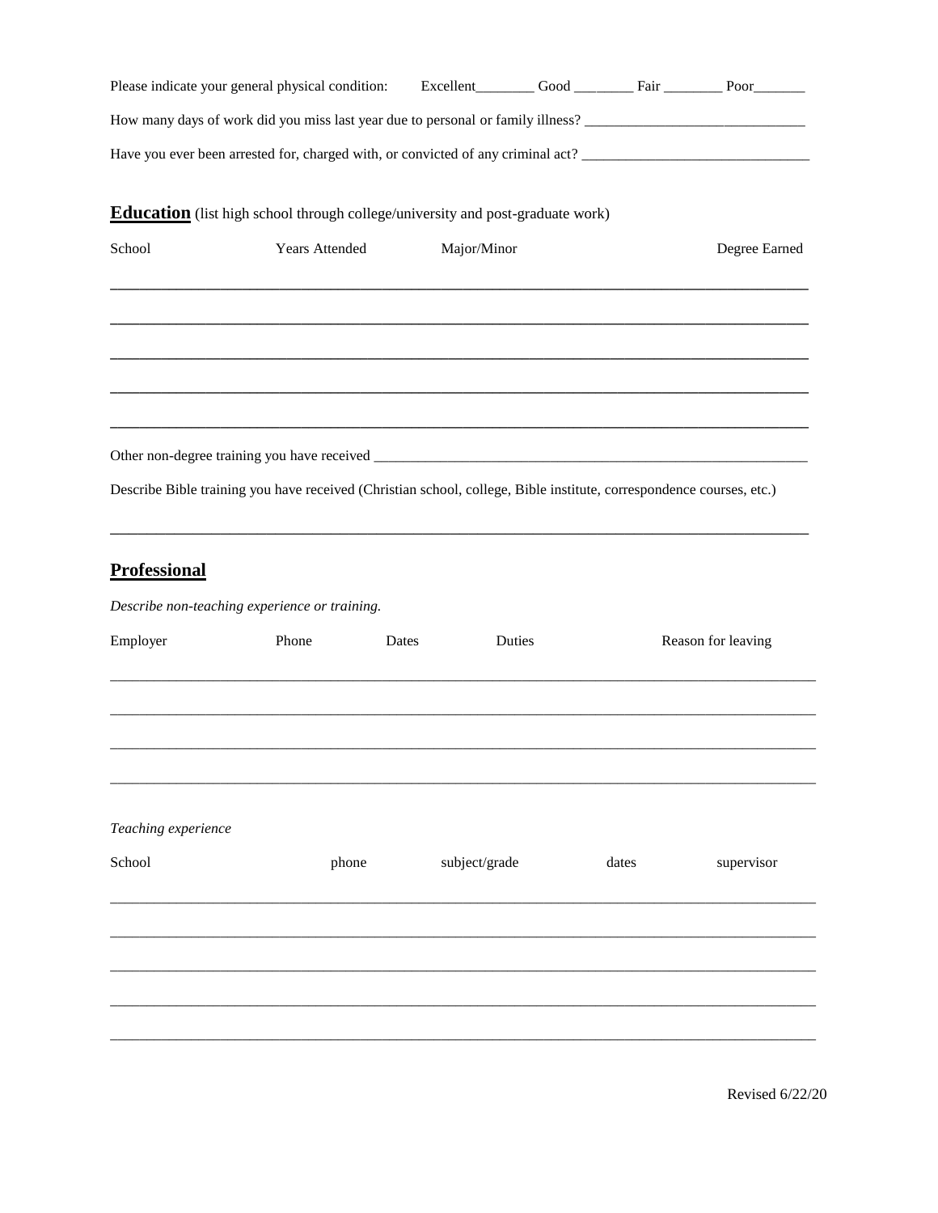Please indicate your general physical condition: Excellent________ Good ________ Fair ________ Poor_______

How many days of work did you miss last year due to personal or family illness? ______________________________

Have you ever been arrested for, charged with, or convicted of any criminal act? _______________________________

## Education (list high school through college/university and post-graduate work)

| School | Years Attended | Major/Minor | Degree Earned |
|---|---|---|---|
| | | | |
| | | | |
| | | | |
| | | | |
| | | | |

Other non-degree training you have received ______________________________________________________________

Describe Bible training you have received (Christian school, college, Bible institute, correspondence courses, etc.)

_____________________________________________________________________________________________

## Professional

*Describe non-teaching experience or training.*

| Employer | Phone | Dates | Duties | Reason for leaving |
|---|---|---|---|---|
| | | | | |
| | | | | |
| | | | | |
| | | | | |

*Teaching experience*

| School | phone | subject/grade | dates | supervisor |
|---|---|---|---|---|
| | | | | |
| | | | | |
| | | | | |
| | | | | |
| | | | | |

Revised 6/22/20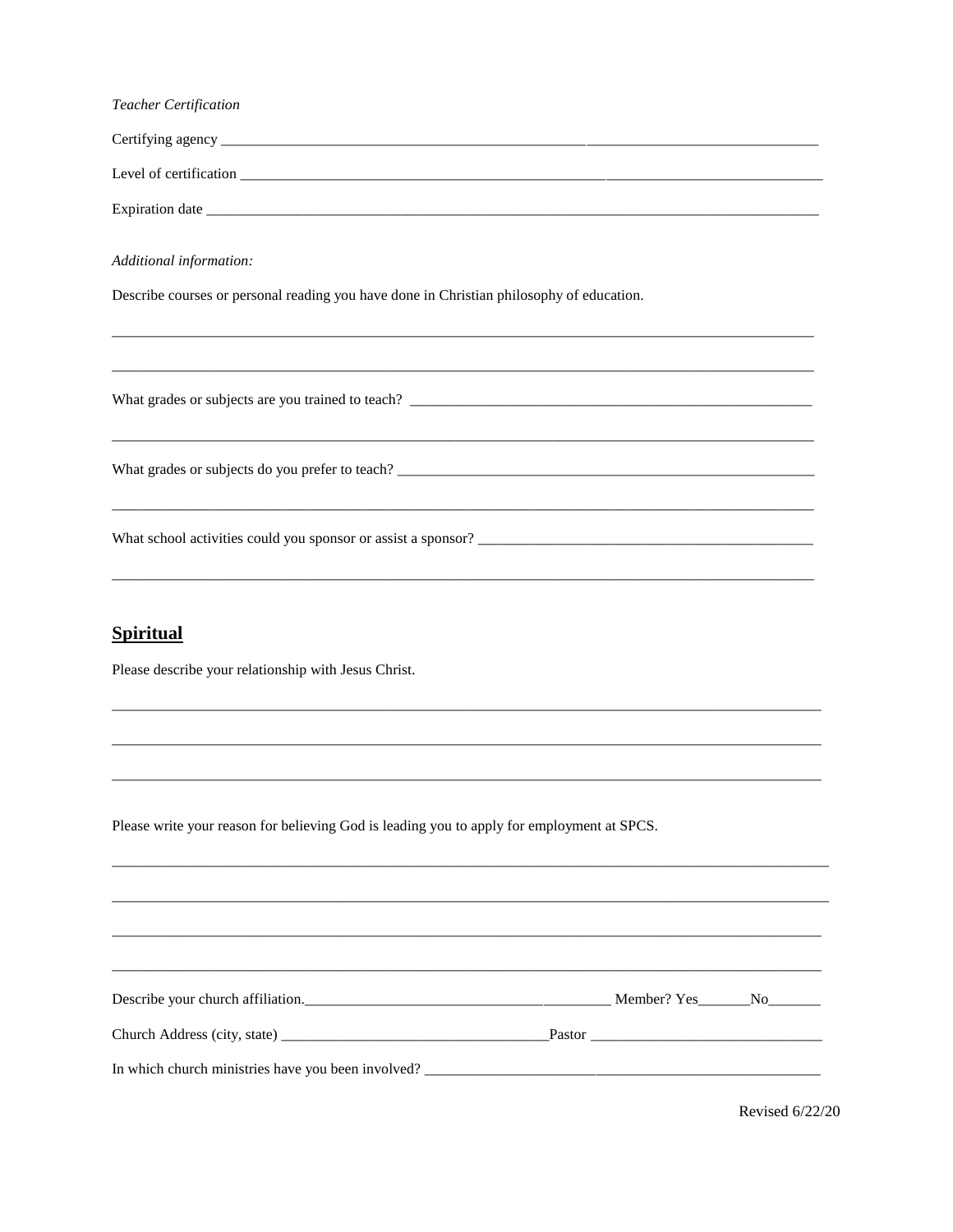*Teacher Certification*

Certifying agency ___________________________________________________________________________________

Level of certification ________________________________________________________________________________

Expiration date _____________________________________________________________________________________

*Additional information:*

Describe courses or personal reading you have done in Christian philosophy of education.

_____________________________________________________________________________________________

_____________________________________________________________________________________________

What grades or subjects are you trained to teach? __________________________________________________

_____________________________________________________________________________________________

What grades or subjects do you prefer to teach? ____________________________________________________

_____________________________________________________________________________________________

What school activities could you sponsor or assist a sponsor? _______________________________________

_____________________________________________________________________________________________

## Spiritual

Please describe your relationship with Jesus Christ.

_____________________________________________________________________________________________

_____________________________________________________________________________________________

_____________________________________________________________________________________________

Please write your reason for believing God is leading you to apply for employment at SPCS.

_____________________________________________________________________________________________

_____________________________________________________________________________________________

_____________________________________________________________________________________________

_____________________________________________________________________________________________

Describe your church affiliation.___________________________________________ Member? Yes_______No_______

Church Address (city, state) ____________________________________Pastor ______________________________

In which church ministries have you been involved? __________________________________________________

Revised 6/22/20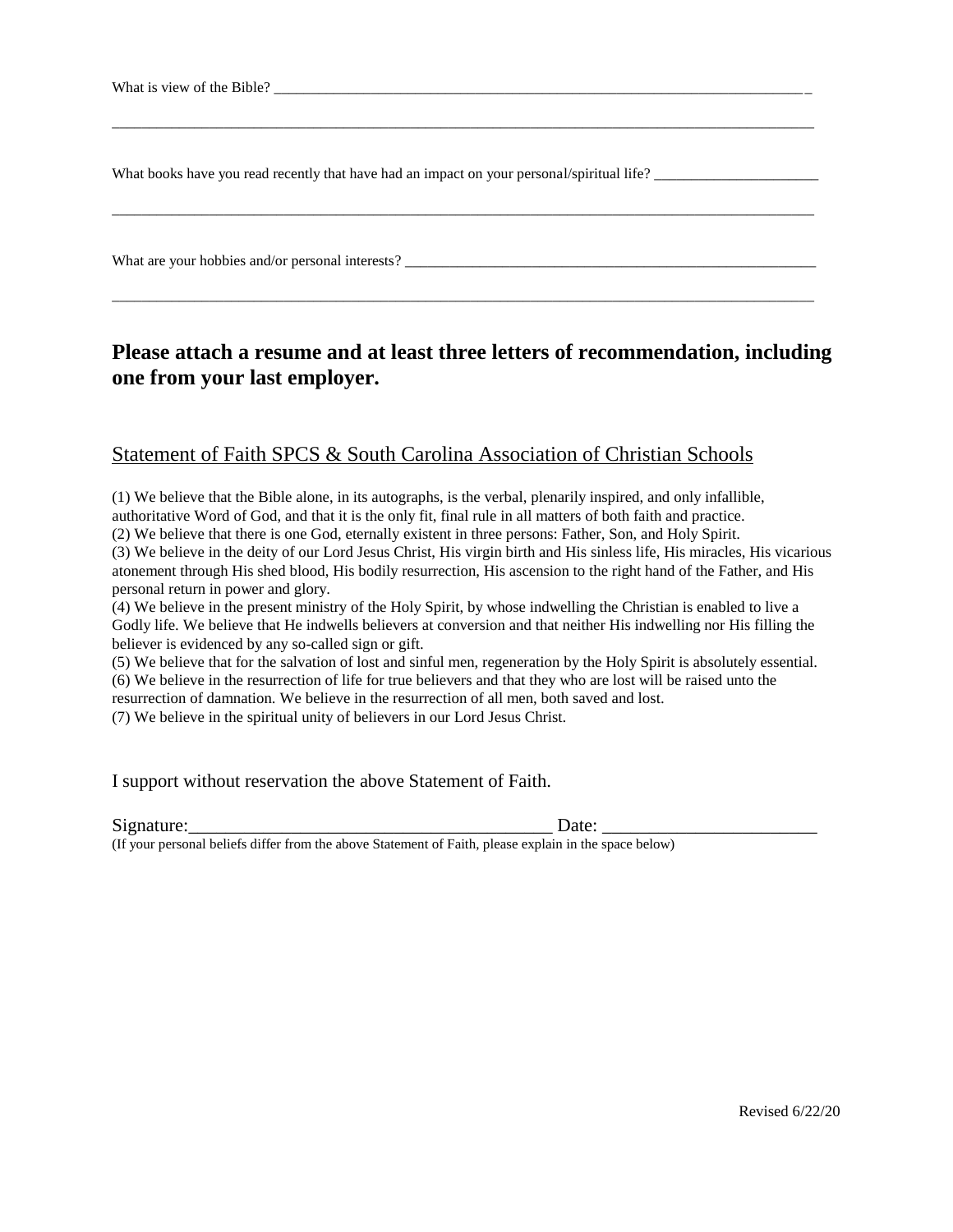What is view of the Bible? ___________________________________________________________________________

_____________________________________________________________________________________________

What books have you read recently that have had an impact on your personal/spiritual life? ______________________

_____________________________________________________________________________________________

What are your hobbies and/or personal interests? _________________________________________________________

_____________________________________________________________________________________________

## Please attach a resume and at least three letters of recommendation, including one from your last employer.

<u>Statement of Faith SPCS & South Carolina Association of Christian Schools</u>

(1) We believe that the Bible alone, in its autographs, is the verbal, plenarily inspired, and only infallible, authoritative Word of God, and that it is the only fit, final rule in all matters of both faith and practice.
(2) We believe that there is one God, eternally existent in three persons: Father, Son, and Holy Spirit.
(3) We believe in the deity of our Lord Jesus Christ, His virgin birth and His sinless life, His miracles, His vicarious atonement through His shed blood, His bodily resurrection, His ascension to the right hand of the Father, and His personal return in power and glory.
(4) We believe in the present ministry of the Holy Spirit, by whose indwelling the Christian is enabled to live a Godly life. We believe that He indwells believers at conversion and that neither His indwelling nor His filling the believer is evidenced by any so-called sign or gift.
(5) We believe that for the salvation of lost and sinful men, regeneration by the Holy Spirit is absolutely essential.
(6) We believe in the resurrection of life for true believers and that they who are lost will be raised unto the resurrection of damnation. We believe in the resurrection of all men, both saved and lost.
(7) We believe in the spiritual unity of believers in our Lord Jesus Christ.

I support without reservation the above Statement of Faith.

Signature:________________________________________ Date: _______________________

(If your personal beliefs differ from the above Statement of Faith, please explain in the space below)

Revised 6/22/20